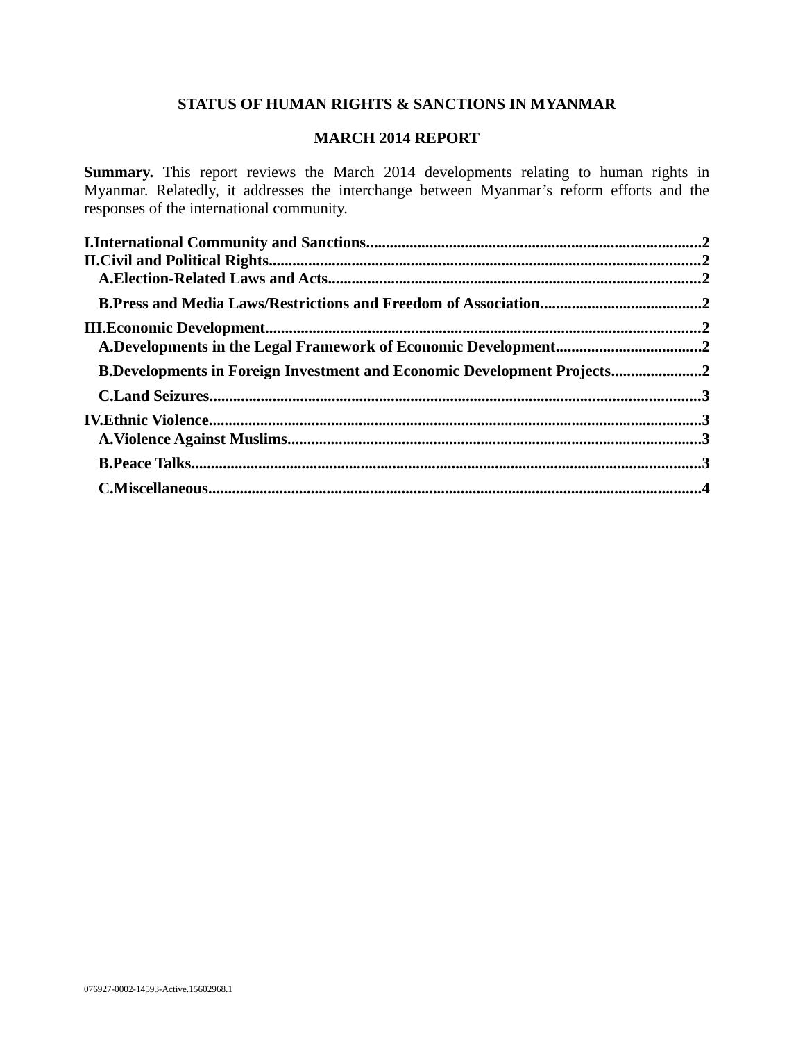# STATUS OF HUMAN RIGHTS & SANCTIONS IN MYANMAR

## MARCH 2014 REPORT

**Summary.** This report reviews the March 2014 developments relating to human rights in Myanmar. Relatedly, it addresses the interchange between Myanmar's reform efforts and the responses of the international community.

**I.International Community and Sanctions....................................................................................2**
**II.Civil and Political Rights...........................................................................................................2**
- **A.Election-Related Laws and Acts.............................................................................................2**
- **B.Press and Media Laws/Restrictions and Freedom of Association........................................2**

**III.Economic Development.............................................................................................................2**
- **A.Developments in the Legal Framework of Economic Development....................................2**
- **B.Developments in Foreign Investment and Economic Development Projects.......................2**
- **C.Land Seizures...........................................................................................................................3**

**IV.Ethnic Violence...........................................................................................................................3**
- **A.Violence Against Muslims........................................................................................................3**
- **B.Peace Talks................................................................................................................................3**
- **C.Miscellaneous............................................................................................................................4**

076927-0002-14593-Active.15602968.1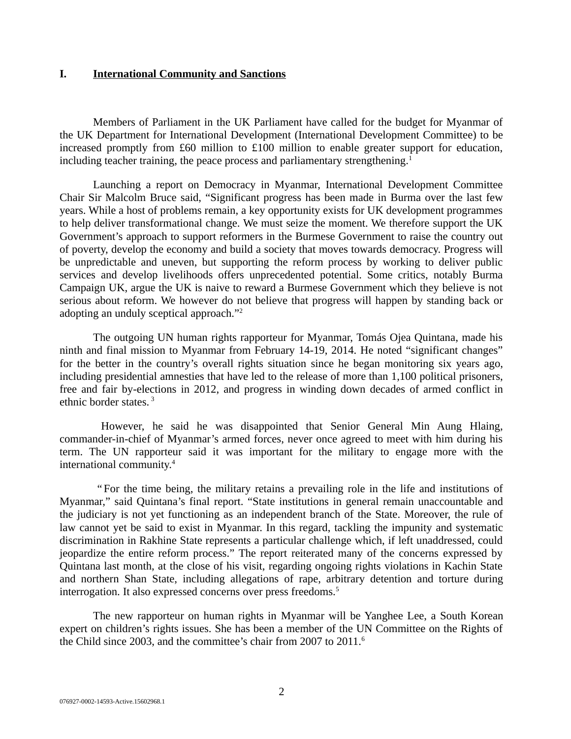## I. International Community and Sanctions

Members of Parliament in the UK Parliament have called for the budget for Myanmar of the UK Department for International Development (International Development Committee) to be increased promptly from £60 million to £100 million to enable greater support for education, including teacher training, the peace process and parliamentary strengthening.[1]

Launching a report on Democracy in Myanmar, International Development Committee Chair Sir Malcolm Bruce said, "Significant progress has been made in Burma over the last few years. While a host of problems remain, a key opportunity exists for UK development programmes to help deliver transformational change. We must seize the moment. We therefore support the UK Government's approach to support reformers in the Burmese Government to raise the country out of poverty, develop the economy and build a society that moves towards democracy. Progress will be unpredictable and uneven, but supporting the reform process by working to deliver public services and develop livelihoods offers unprecedented potential. Some critics, notably Burma Campaign UK, argue the UK is naive to reward a Burmese Government which they believe is not serious about reform. We however do not believe that progress will happen by standing back or adopting an unduly sceptical approach."[2]

The outgoing UN human rights rapporteur for Myanmar, Tomás Ojea Quintana, made his ninth and final mission to Myanmar from February 14-19, 2014. He noted "significant changes" for the better in the country's overall rights situation since he began monitoring six years ago, including presidential amnesties that have led to the release of more than 1,100 political prisoners, free and fair by-elections in 2012, and progress in winding down decades of armed conflict in ethnic border states.[3]

However, he said he was disappointed that Senior General Min Aung Hlaing, commander-in-chief of Myanmar's armed forces, never once agreed to meet with him during his term. The UN rapporteur said it was important for the military to engage more with the international community.[4]

"For the time being, the military retains a prevailing role in the life and institutions of Myanmar," said Quintana's final report. "State institutions in general remain unaccountable and the judiciary is not yet functioning as an independent branch of the State. Moreover, the rule of law cannot yet be said to exist in Myanmar. In this regard, tackling the impunity and systematic discrimination in Rakhine State represents a particular challenge which, if left unaddressed, could jeopardize the entire reform process." The report reiterated many of the concerns expressed by Quintana last month, at the close of his visit, regarding ongoing rights violations in Kachin State and northern Shan State, including allegations of rape, arbitrary detention and torture during interrogation. It also expressed concerns over press freedoms.[5]

The new rapporteur on human rights in Myanmar will be Yanghee Lee, a South Korean expert on children's rights issues. She has been a member of the UN Committee on the Rights of the Child since 2003, and the committee's chair from 2007 to 2011.[6]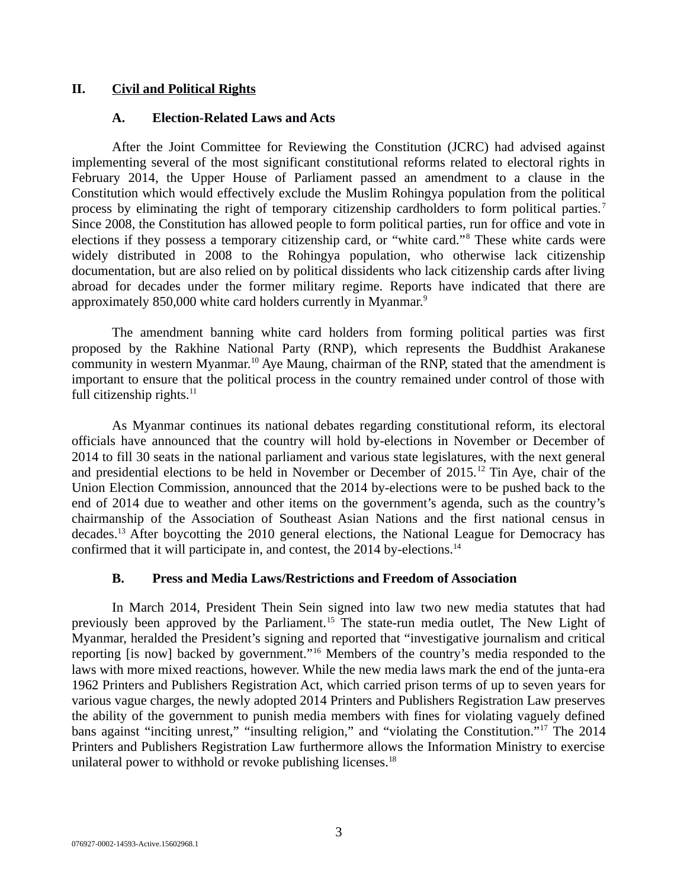## II. Civil and Political Rights

### A. Election-Related Laws and Acts

After the Joint Committee for Reviewing the Constitution (JCRC) had advised against implementing several of the most significant constitutional reforms related to electoral rights in February 2014, the Upper House of Parliament passed an amendment to a clause in the Constitution which would effectively exclude the Muslim Rohingya population from the political process by eliminating the right of temporary citizenship cardholders to form political parties.[7] Since 2008, the Constitution has allowed people to form political parties, run for office and vote in elections if they possess a temporary citizenship card, or "white card."[8] These white cards were widely distributed in 2008 to the Rohingya population, who otherwise lack citizenship documentation, but are also relied on by political dissidents who lack citizenship cards after living abroad for decades under the former military regime. Reports have indicated that there are approximately 850,000 white card holders currently in Myanmar.[9]

The amendment banning white card holders from forming political parties was first proposed by the Rakhine National Party (RNP), which represents the Buddhist Arakanese community in western Myanmar.[10] Aye Maung, chairman of the RNP, stated that the amendment is important to ensure that the political process in the country remained under control of those with full citizenship rights.[11]

As Myanmar continues its national debates regarding constitutional reform, its electoral officials have announced that the country will hold by-elections in November or December of 2014 to fill 30 seats in the national parliament and various state legislatures, with the next general and presidential elections to be held in November or December of 2015.[12] Tin Aye, chair of the Union Election Commission, announced that the 2014 by-elections were to be pushed back to the end of 2014 due to weather and other items on the government's agenda, such as the country's chairmanship of the Association of Southeast Asian Nations and the first national census in decades.[13] After boycotting the 2010 general elections, the National League for Democracy has confirmed that it will participate in, and contest, the 2014 by-elections.[14]

### B. Press and Media Laws/Restrictions and Freedom of Association

In March 2014, President Thein Sein signed into law two new media statutes that had previously been approved by the Parliament.[15] The state-run media outlet, The New Light of Myanmar, heralded the President's signing and reported that "investigative journalism and critical reporting [is now] backed by government."[16] Members of the country's media responded to the laws with more mixed reactions, however. While the new media laws mark the end of the junta-era 1962 Printers and Publishers Registration Act, which carried prison terms of up to seven years for various vague charges, the newly adopted 2014 Printers and Publishers Registration Law preserves the ability of the government to punish media members with fines for violating vaguely defined bans against "inciting unrest," "insulting religion," and "violating the Constitution."[17] The 2014 Printers and Publishers Registration Law furthermore allows the Information Ministry to exercise unilateral power to withhold or revoke publishing licenses.[18]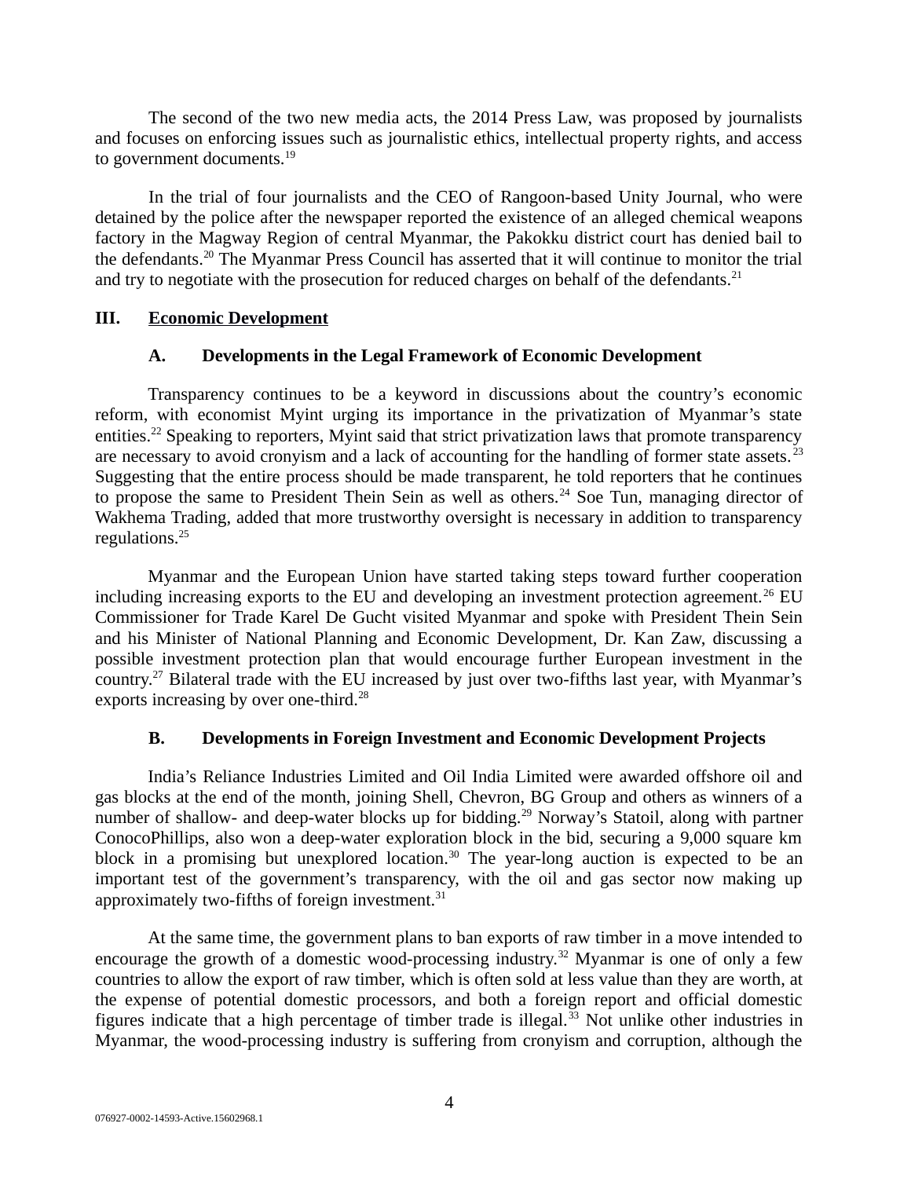The second of the two new media acts, the 2014 Press Law, was proposed by journalists and focuses on enforcing issues such as journalistic ethics, intellectual property rights, and access to government documents.[19]

In the trial of four journalists and the CEO of Rangoon-based Unity Journal, who were detained by the police after the newspaper reported the existence of an alleged chemical weapons factory in the Magway Region of central Myanmar, the Pakokku district court has denied bail to the defendants.[20] The Myanmar Press Council has asserted that it will continue to monitor the trial and try to negotiate with the prosecution for reduced charges on behalf of the defendants.[21]

## III. <u>Economic Development</u>

### A. Developments in the Legal Framework of Economic Development

Transparency continues to be a keyword in discussions about the country's economic reform, with economist Myint urging its importance in the privatization of Myanmar's state entities.[22] Speaking to reporters, Myint said that strict privatization laws that promote transparency are necessary to avoid cronyism and a lack of accounting for the handling of former state assets.[23] Suggesting that the entire process should be made transparent, he told reporters that he continues to propose the same to President Thein Sein as well as others.[24] Soe Tun, managing director of Wakhema Trading, added that more trustworthy oversight is necessary in addition to transparency regulations.[25]

Myanmar and the European Union have started taking steps toward further cooperation including increasing exports to the EU and developing an investment protection agreement.[26] EU Commissioner for Trade Karel De Gucht visited Myanmar and spoke with President Thein Sein and his Minister of National Planning and Economic Development, Dr. Kan Zaw, discussing a possible investment protection plan that would encourage further European investment in the country.[27] Bilateral trade with the EU increased by just over two-fifths last year, with Myanmar's exports increasing by over one-third.[28]

### B. Developments in Foreign Investment and Economic Development Projects

India's Reliance Industries Limited and Oil India Limited were awarded offshore oil and gas blocks at the end of the month, joining Shell, Chevron, BG Group and others as winners of a number of shallow- and deep-water blocks up for bidding.[29] Norway's Statoil, along with partner ConocoPhillips, also won a deep-water exploration block in the bid, securing a 9,000 square km block in a promising but unexplored location.[30] The year-long auction is expected to be an important test of the government's transparency, with the oil and gas sector now making up approximately two-fifths of foreign investment.[31]

At the same time, the government plans to ban exports of raw timber in a move intended to encourage the growth of a domestic wood-processing industry.[32] Myanmar is one of only a few countries to allow the export of raw timber, which is often sold at less value than they are worth, at the expense of potential domestic processors, and both a foreign report and official domestic figures indicate that a high percentage of timber trade is illegal.[33] Not unlike other industries in Myanmar, the wood-processing industry is suffering from cronyism and corruption, although the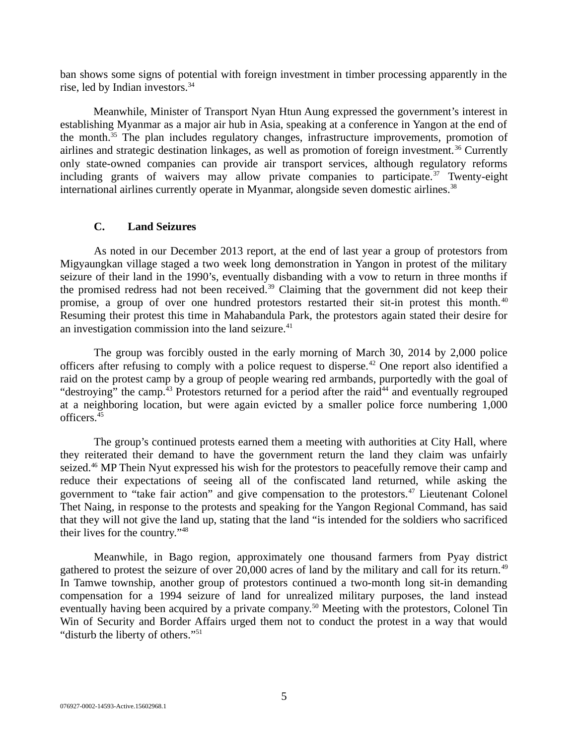ban shows some signs of potential with foreign investment in timber processing apparently in the rise, led by Indian investors.[34]

Meanwhile, Minister of Transport Nyan Htun Aung expressed the government's interest in establishing Myanmar as a major air hub in Asia, speaking at a conference in Yangon at the end of the month.[35] The plan includes regulatory changes, infrastructure improvements, promotion of airlines and strategic destination linkages, as well as promotion of foreign investment.[36] Currently only state-owned companies can provide air transport services, although regulatory reforms including grants of waivers may allow private companies to participate.[37] Twenty-eight international airlines currently operate in Myanmar, alongside seven domestic airlines.[38]

### C. Land Seizures

As noted in our December 2013 report, at the end of last year a group of protestors from Migyaungkan village staged a two week long demonstration in Yangon in protest of the military seizure of their land in the 1990's, eventually disbanding with a vow to return in three months if the promised redress had not been received.[39] Claiming that the government did not keep their promise, a group of over one hundred protestors restarted their sit-in protest this month.[40] Resuming their protest this time in Mahabandula Park, the protestors again stated their desire for an investigation commission into the land seizure.[41]

The group was forcibly ousted in the early morning of March 30, 2014 by 2,000 police officers after refusing to comply with a police request to disperse.[42] One report also identified a raid on the protest camp by a group of people wearing red armbands, purportedly with the goal of "destroying" the camp.[43] Protestors returned for a period after the raid[44] and eventually regrouped at a neighboring location, but were again evicted by a smaller police force numbering 1,000 officers.[45]

The group's continued protests earned them a meeting with authorities at City Hall, where they reiterated their demand to have the government return the land they claim was unfairly seized.[46] MP Thein Nyut expressed his wish for the protestors to peacefully remove their camp and reduce their expectations of seeing all of the confiscated land returned, while asking the government to "take fair action" and give compensation to the protestors.[47] Lieutenant Colonel Thet Naing, in response to the protests and speaking for the Yangon Regional Command, has said that they will not give the land up, stating that the land "is intended for the soldiers who sacrificed their lives for the country."[48]

Meanwhile, in Bago region, approximately one thousand farmers from Pyay district gathered to protest the seizure of over 20,000 acres of land by the military and call for its return.[49] In Tamwe township, another group of protestors continued a two-month long sit-in demanding compensation for a 1994 seizure of land for unrealized military purposes, the land instead eventually having been acquired by a private company.[50] Meeting with the protestors, Colonel Tin Win of Security and Border Affairs urged them not to conduct the protest in a way that would "disturb the liberty of others."[51]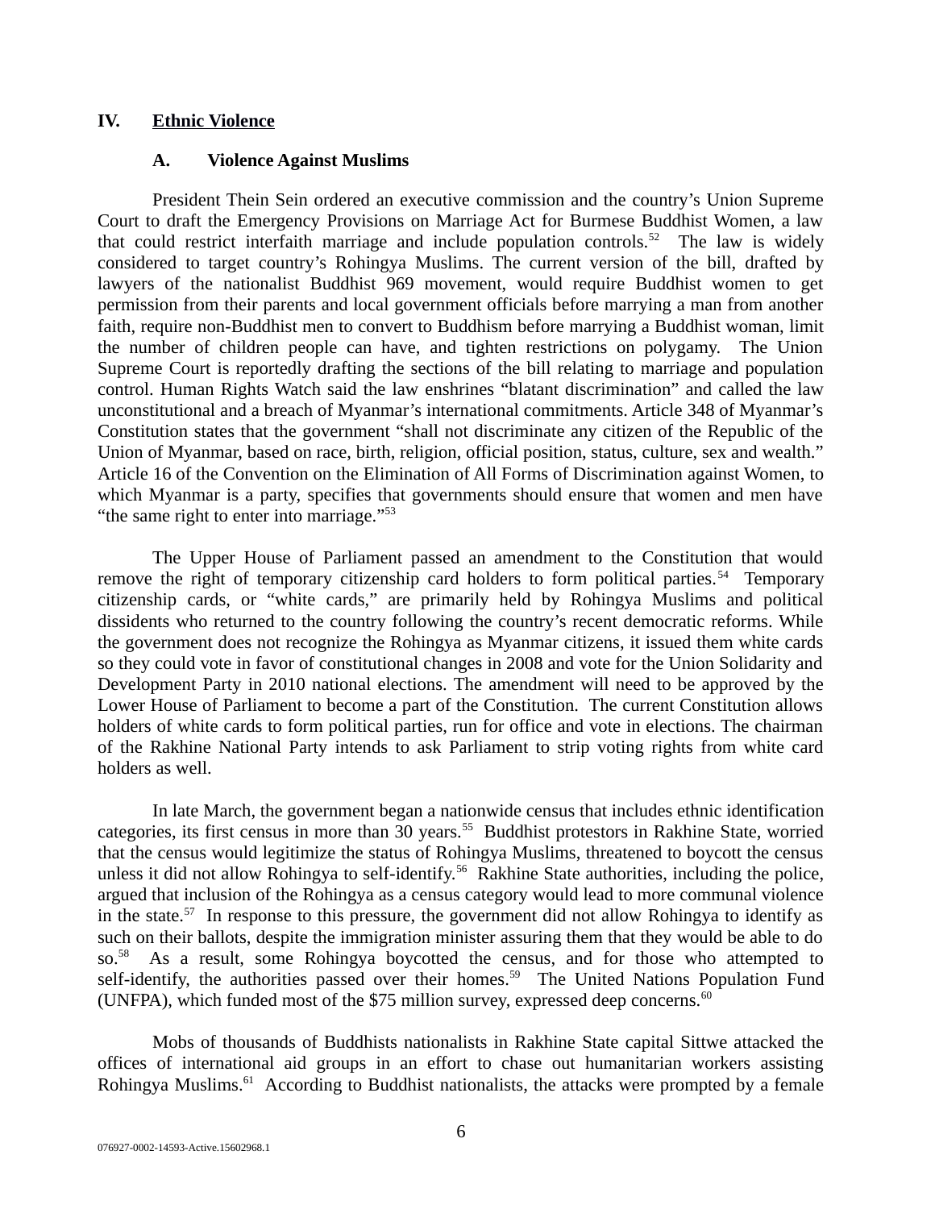## IV. Ethnic Violence

### A. Violence Against Muslims

President Thein Sein ordered an executive commission and the country's Union Supreme Court to draft the Emergency Provisions on Marriage Act for Burmese Buddhist Women, a law that could restrict interfaith marriage and include population controls.[52] The law is widely considered to target country's Rohingya Muslims. The current version of the bill, drafted by lawyers of the nationalist Buddhist 969 movement, would require Buddhist women to get permission from their parents and local government officials before marrying a man from another faith, require non-Buddhist men to convert to Buddhism before marrying a Buddhist woman, limit the number of children people can have, and tighten restrictions on polygamy. The Union Supreme Court is reportedly drafting the sections of the bill relating to marriage and population control. Human Rights Watch said the law enshrines "blatant discrimination" and called the law unconstitutional and a breach of Myanmar's international commitments. Article 348 of Myanmar's Constitution states that the government "shall not discriminate any citizen of the Republic of the Union of Myanmar, based on race, birth, religion, official position, status, culture, sex and wealth." Article 16 of the Convention on the Elimination of All Forms of Discrimination against Women, to which Myanmar is a party, specifies that governments should ensure that women and men have "the same right to enter into marriage."[53]

The Upper House of Parliament passed an amendment to the Constitution that would remove the right of temporary citizenship card holders to form political parties.[54] Temporary citizenship cards, or "white cards," are primarily held by Rohingya Muslims and political dissidents who returned to the country following the country's recent democratic reforms. While the government does not recognize the Rohingya as Myanmar citizens, it issued them white cards so they could vote in favor of constitutional changes in 2008 and vote for the Union Solidarity and Development Party in 2010 national elections. The amendment will need to be approved by the Lower House of Parliament to become a part of the Constitution. The current Constitution allows holders of white cards to form political parties, run for office and vote in elections. The chairman of the Rakhine National Party intends to ask Parliament to strip voting rights from white card holders as well.

In late March, the government began a nationwide census that includes ethnic identification categories, its first census in more than 30 years.[55] Buddhist protestors in Rakhine State, worried that the census would legitimize the status of Rohingya Muslims, threatened to boycott the census unless it did not allow Rohingya to self-identify.[56] Rakhine State authorities, including the police, argued that inclusion of the Rohingya as a census category would lead to more communal violence in the state.[57] In response to this pressure, the government did not allow Rohingya to identify as such on their ballots, despite the immigration minister assuring them that they would be able to do so.[58] As a result, some Rohingya boycotted the census, and for those who attempted to self-identify, the authorities passed over their homes.[59] The United Nations Population Fund (UNFPA), which funded most of the $75 million survey, expressed deep concerns.[60]

Mobs of thousands of Buddhists nationalists in Rakhine State capital Sittwe attacked the offices of international aid groups in an effort to chase out humanitarian workers assisting Rohingya Muslims.[61] According to Buddhist nationalists, the attacks were prompted by a female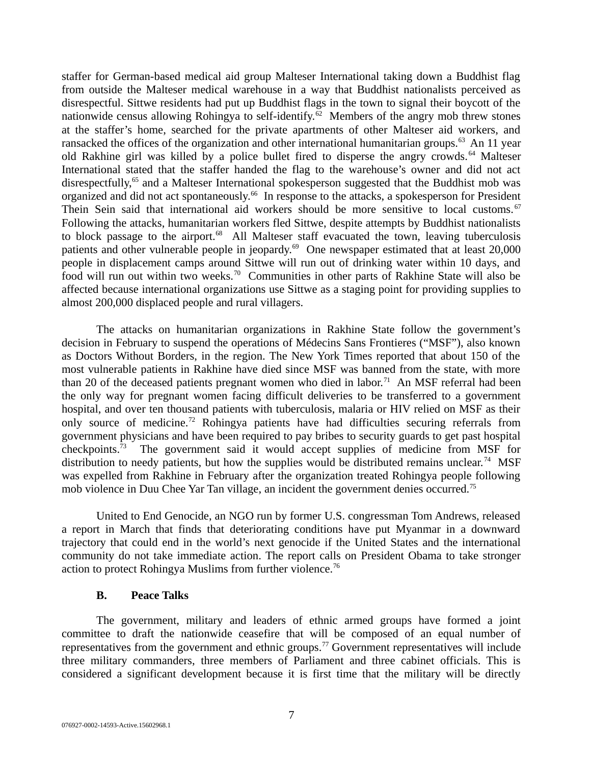staffer for German-based medical aid group Malteser International taking down a Buddhist flag from outside the Malteser medical warehouse in a way that Buddhist nationalists perceived as disrespectful. Sittwe residents had put up Buddhist flags in the town to signal their boycott of the nationwide census allowing Rohingya to self-identify.[62] Members of the angry mob threw stones at the staffer's home, searched for the private apartments of other Malteser aid workers, and ransacked the offices of the organization and other international humanitarian groups.[63] An 11 year old Rakhine girl was killed by a police bullet fired to disperse the angry crowds.[64] Malteser International stated that the staffer handed the flag to the warehouse's owner and did not act disrespectfully,[65] and a Malteser International spokesperson suggested that the Buddhist mob was organized and did not act spontaneously.[66] In response to the attacks, a spokesperson for President Thein Sein said that international aid workers should be more sensitive to local customs.[67] Following the attacks, humanitarian workers fled Sittwe, despite attempts by Buddhist nationalists to block passage to the airport.[68] All Malteser staff evacuated the town, leaving tuberculosis patients and other vulnerable people in jeopardy.[69] One newspaper estimated that at least 20,000 people in displacement camps around Sittwe will run out of drinking water within 10 days, and food will run out within two weeks.[70] Communities in other parts of Rakhine State will also be affected because international organizations use Sittwe as a staging point for providing supplies to almost 200,000 displaced people and rural villagers.

The attacks on humanitarian organizations in Rakhine State follow the government's decision in February to suspend the operations of Médecins Sans Frontieres ("MSF"), also known as Doctors Without Borders, in the region. The New York Times reported that about 150 of the most vulnerable patients in Rakhine have died since MSF was banned from the state, with more than 20 of the deceased patients pregnant women who died in labor.[71] An MSF referral had been the only way for pregnant women facing difficult deliveries to be transferred to a government hospital, and over ten thousand patients with tuberculosis, malaria or HIV relied on MSF as their only source of medicine.[72] Rohingya patients have had difficulties securing referrals from government physicians and have been required to pay bribes to security guards to get past hospital checkpoints.[73] The government said it would accept supplies of medicine from MSF for distribution to needy patients, but how the supplies would be distributed remains unclear.[74] MSF was expelled from Rakhine in February after the organization treated Rohingya people following mob violence in Duu Chee Yar Tan village, an incident the government denies occurred.[75]

United to End Genocide, an NGO run by former U.S. congressman Tom Andrews, released a report in March that finds that deteriorating conditions have put Myanmar in a downward trajectory that could end in the world's next genocide if the United States and the international community do not take immediate action. The report calls on President Obama to take stronger action to protect Rohingya Muslims from further violence.[76]

### B. Peace Talks

The government, military and leaders of ethnic armed groups have formed a joint committee to draft the nationwide ceasefire that will be composed of an equal number of representatives from the government and ethnic groups.[77] Government representatives will include three military commanders, three members of Parliament and three cabinet officials. This is considered a significant development because it is first time that the military will be directly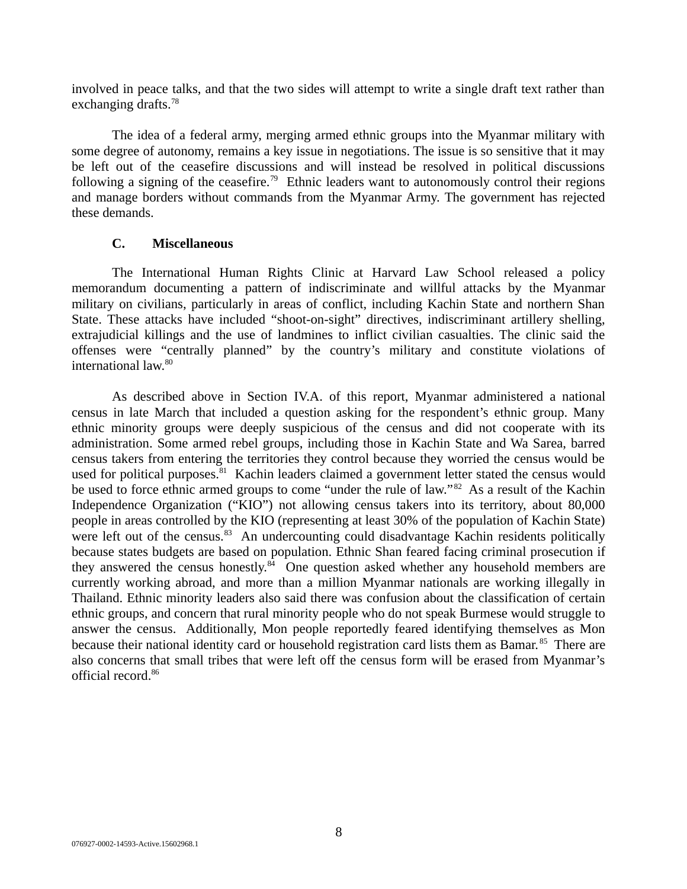involved in peace talks, and that the two sides will attempt to write a single draft text rather than exchanging drafts.[78]

The idea of a federal army, merging armed ethnic groups into the Myanmar military with some degree of autonomy, remains a key issue in negotiations. The issue is so sensitive that it may be left out of the ceasefire discussions and will instead be resolved in political discussions following a signing of the ceasefire.[79] Ethnic leaders want to autonomously control their regions and manage borders without commands from the Myanmar Army. The government has rejected these demands.

### C. Miscellaneous

The International Human Rights Clinic at Harvard Law School released a policy memorandum documenting a pattern of indiscriminate and willful attacks by the Myanmar military on civilians, particularly in areas of conflict, including Kachin State and northern Shan State. These attacks have included "shoot-on-sight" directives, indiscriminant artillery shelling, extrajudicial killings and the use of landmines to inflict civilian casualties. The clinic said the offenses were "centrally planned" by the country's military and constitute violations of international law.[80]

As described above in Section IV.A. of this report, Myanmar administered a national census in late March that included a question asking for the respondent's ethnic group. Many ethnic minority groups were deeply suspicious of the census and did not cooperate with its administration. Some armed rebel groups, including those in Kachin State and Wa Sarea, barred census takers from entering the territories they control because they worried the census would be used for political purposes.[81] Kachin leaders claimed a government letter stated the census would be used to force ethnic armed groups to come "under the rule of law."[82] As a result of the Kachin Independence Organization ("KIO") not allowing census takers into its territory, about 80,000 people in areas controlled by the KIO (representing at least 30% of the population of Kachin State) were left out of the census.[83] An undercounting could disadvantage Kachin residents politically because states budgets are based on population. Ethnic Shan feared facing criminal prosecution if they answered the census honestly.[84] One question asked whether any household members are currently working abroad, and more than a million Myanmar nationals are working illegally in Thailand. Ethnic minority leaders also said there was confusion about the classification of certain ethnic groups, and concern that rural minority people who do not speak Burmese would struggle to answer the census. Additionally, Mon people reportedly feared identifying themselves as Mon because their national identity card or household registration card lists them as Bamar.[85] There are also concerns that small tribes that were left off the census form will be erased from Myanmar's official record.[86]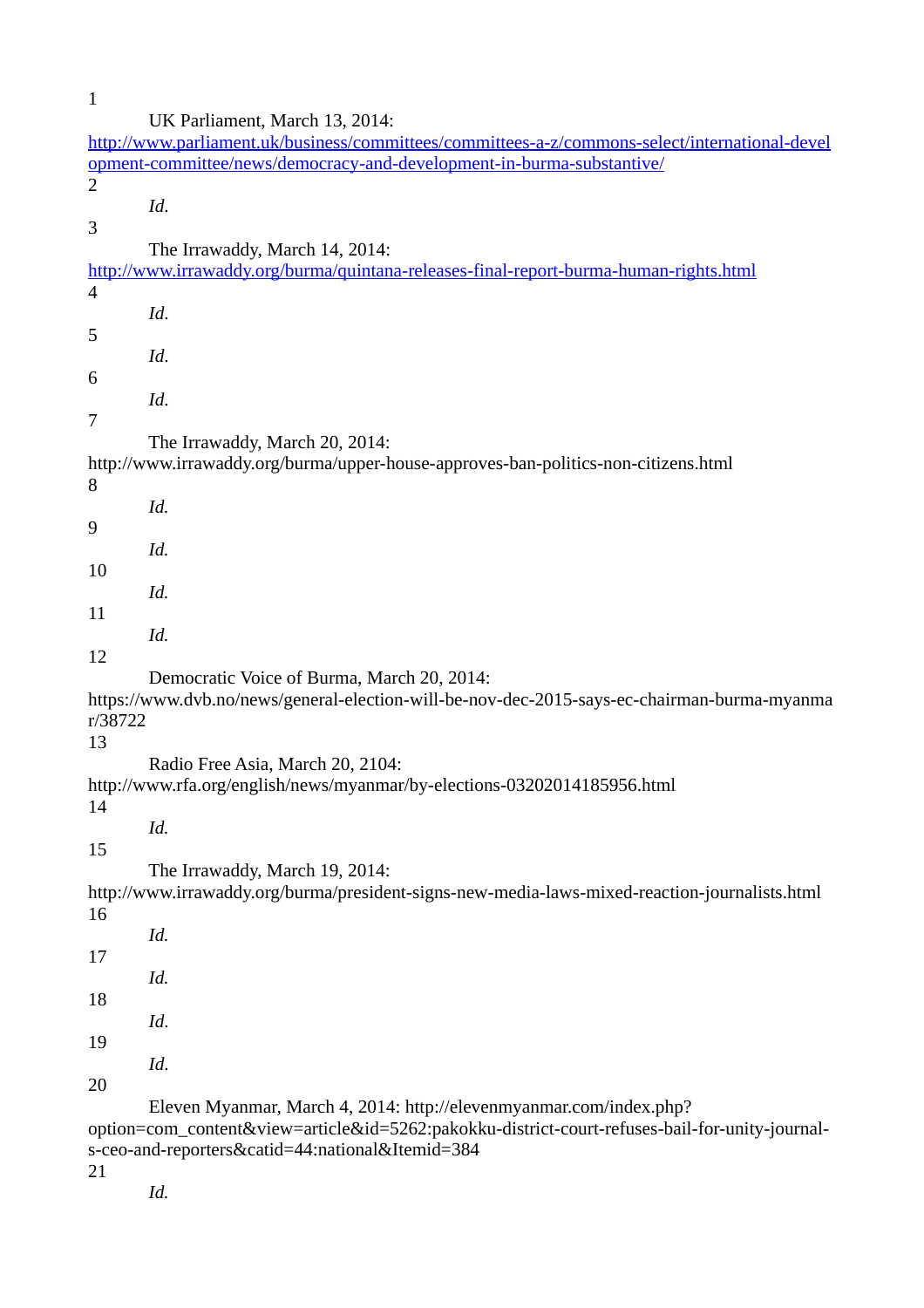1
UK Parliament, March 13, 2014: http://www.parliament.uk/business/committees/committees-a-z/commons-select/international-development-committee/news/democracy-and-development-in-burma-substantive/

2
*Id*.

3
The Irrawaddy, March 14, 2014: http://www.irrawaddy.org/burma/quintana-releases-final-report-burma-human-rights.html

4
*Id*.

5
*Id*.

6
*Id*.

7
The Irrawaddy, March 20, 2014: http://www.irrawaddy.org/burma/upper-house-approves-ban-politics-non-citizens.html

8
*Id.*

9
*Id.*

10
*Id.*

11
*Id.*

12
Democratic Voice of Burma, March 20, 2014: https://www.dvb.no/news/general-election-will-be-nov-dec-2015-says-ec-chairman-burma-myanmar/38722

13
Radio Free Asia, March 20, 2104: http://www.rfa.org/english/news/myanmar/by-elections-03202014185956.html

14
*Id*.

15
The Irrawaddy, March 19, 2014: http://www.irrawaddy.org/burma/president-signs-new-media-laws-mixed-reaction-journalists.html

16
*Id*.

17
*Id.*

18
*Id*.

19
*Id*.

20
Eleven Myanmar, March 4, 2014: http://elevenmyanmar.com/index.php?option=com_content&view=article&id=5262:pakokku-district-court-refuses-bail-for-unity-journal-s-ceo-and-reporters&catid=44:national&Itemid=384

21
*Id.*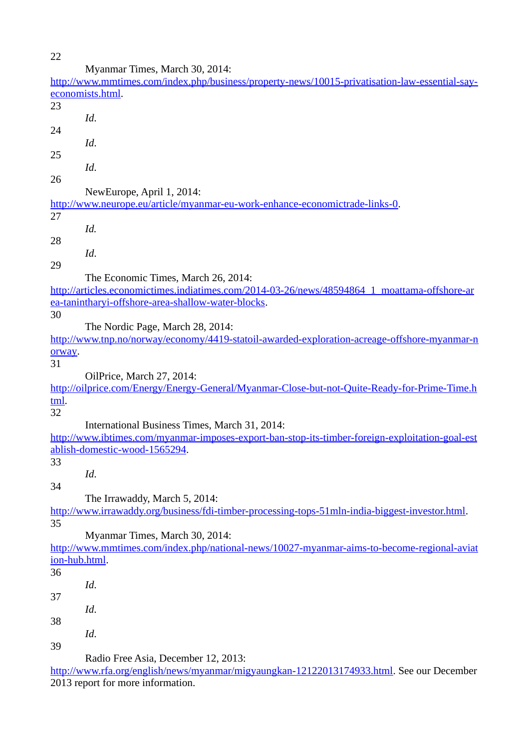22 Myanmar Times, March 30, 2014: http://www.mmtimes.com/index.php/business/property-news/10015-privatisation-law-essential-say-economists.html.

23 *Id.*

24 *Id.*

25 *Id.*

26 NewEurope, April 1, 2014: http://www.neurope.eu/article/myanmar-eu-work-enhance-economictrade-links-0.

27 *Id.*

28 *Id.*

29 The Economic Times, March 26, 2014: http://articles.economictimes.indiatimes.com/2014-03-26/news/48594864_1_moattama-offshore-area-tanintharyi-offshore-area-shallow-water-blocks.

30 The Nordic Page, March 28, 2014: http://www.tnp.no/norway/economy/4419-statoil-awarded-exploration-acreage-offshore-myanmar-norway.

31 OilPrice, March 27, 2014: http://oilprice.com/Energy/Energy-General/Myanmar-Close-but-not-Quite-Ready-for-Prime-Time.html.

32 International Business Times, March 31, 2014: http://www.ibtimes.com/myanmar-imposes-export-ban-stop-its-timber-foreign-exploitation-goal-establish-domestic-wood-1565294.

33 *Id.*

34 The Irrawaddy, March 5, 2014: http://www.irrawaddy.org/business/fdi-timber-processing-tops-51mln-india-biggest-investor.html.

35 Myanmar Times, March 30, 2014: http://www.mmtimes.com/index.php/national-news/10027-myanmar-aims-to-become-regional-aviation-hub.html.

36 *Id.*

37 *Id.*

38 *Id.*

39 Radio Free Asia, December 12, 2013: http://www.rfa.org/english/news/myanmar/migyaungkan-12122013174933.html. See our December 2013 report for more information.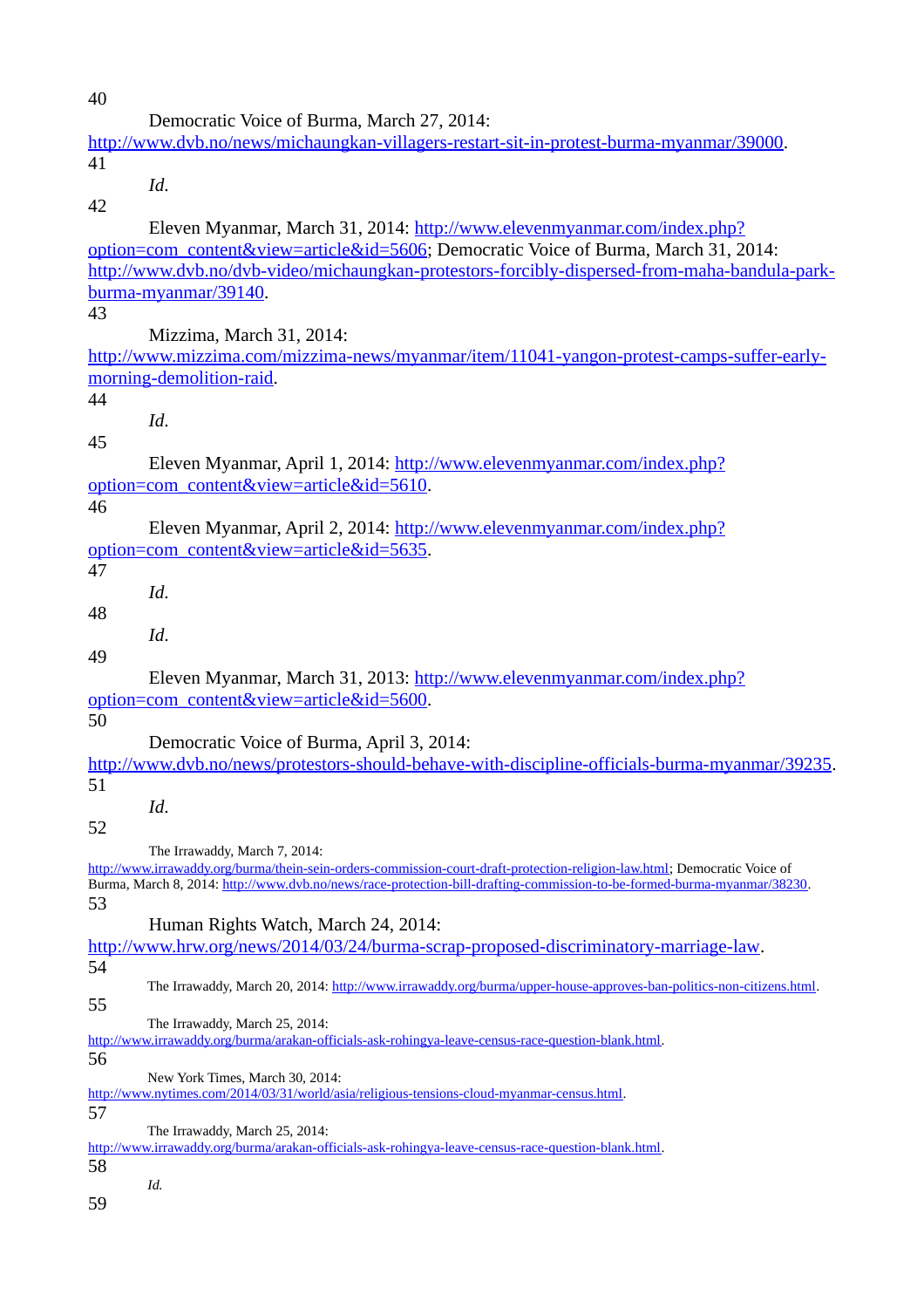40

Democratic Voice of Burma, March 27, 2014: http://www.dvb.no/news/michaungkan-villagers-restart-sit-in-protest-burma-myanmar/39000.

41

*Id*.

42

Eleven Myanmar, March 31, 2014: http://www.elevenmyanmar.com/index.php?option=com_content&view=article&id=5606; Democratic Voice of Burma, March 31, 2014: http://www.dvb.no/dvb-video/michaungkan-protestors-forcibly-dispersed-from-maha-bandula-park-burma-myanmar/39140.

43

Mizzima, March 31, 2014: http://www.mizzima.com/mizzima-news/myanmar/item/11041-yangon-protest-camps-suffer-early-morning-demolition-raid.

44

*Id*.

45

Eleven Myanmar, April 1, 2014: http://www.elevenmyanmar.com/index.php?option=com_content&view=article&id=5610.

46

Eleven Myanmar, April 2, 2014: http://www.elevenmyanmar.com/index.php?option=com_content&view=article&id=5635.

47

*Id*.

48

*Id*.

49

Eleven Myanmar, March 31, 2013: http://www.elevenmyanmar.com/index.php?option=com_content&view=article&id=5600.

50

Democratic Voice of Burma, April 3, 2014: http://www.dvb.no/news/protestors-should-behave-with-discipline-officials-burma-myanmar/39235.

51

*Id*.

52

The Irrawaddy, March 7, 2014: http://www.irrawaddy.org/burma/thein-sein-orders-commission-court-draft-protection-religion-law.html; Democratic Voice of Burma, March 8, 2014: http://www.dvb.no/news/race-protection-bill-drafting-commission-to-be-formed-burma-myanmar/38230.

53

Human Rights Watch, March 24, 2014: http://www.hrw.org/news/2014/03/24/burma-scrap-proposed-discriminatory-marriage-law.

54

The Irrawaddy, March 20, 2014: http://www.irrawaddy.org/burma/upper-house-approves-ban-politics-non-citizens.html.

55

The Irrawaddy, March 25, 2014: http://www.irrawaddy.org/burma/arakan-officials-ask-rohingya-leave-census-race-question-blank.html.

56

New York Times, March 30, 2014: http://www.nytimes.com/2014/03/31/world/asia/religious-tensions-cloud-myanmar-census.html.

57

The Irrawaddy, March 25, 2014: http://www.irrawaddy.org/burma/arakan-officials-ask-rohingya-leave-census-race-question-blank.html.

58

*Id.*

59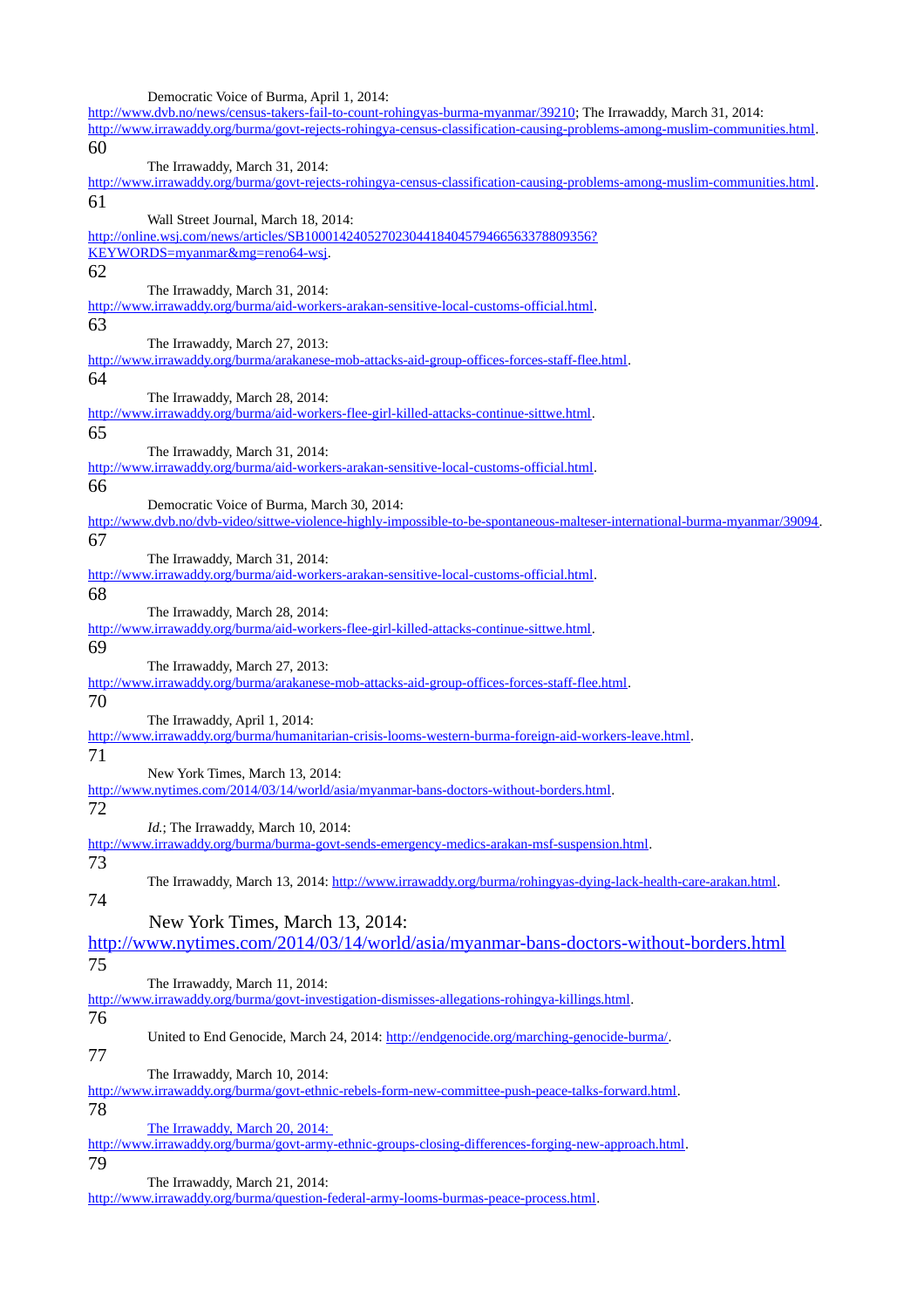Democratic Voice of Burma, April 1, 2014: http://www.dvb.no/news/census-takers-fail-to-count-rohingyas-burma-myanmar/39210; The Irrawaddy, March 31, 2014: http://www.irrawaddy.org/burma/govt-rejects-rohingya-census-classification-causing-problems-among-muslim-communities.html.

60 The Irrawaddy, March 31, 2014: http://www.irrawaddy.org/burma/govt-rejects-rohingya-census-classification-causing-problems-among-muslim-communities.html.

61 Wall Street Journal, March 18, 2014: http://online.wsj.com/news/articles/SB10001424052702304418404579466563378809356?KEYWORDS=myanmar&mg=reno64-wsj.

62 The Irrawaddy, March 31, 2014: http://www.irrawaddy.org/burma/aid-workers-arakan-sensitive-local-customs-official.html.

63 The Irrawaddy, March 27, 2013: http://www.irrawaddy.org/burma/arakanese-mob-attacks-aid-group-offices-forces-staff-flee.html.

64 The Irrawaddy, March 28, 2014: http://www.irrawaddy.org/burma/aid-workers-flee-girl-killed-attacks-continue-sittwe.html.

65 The Irrawaddy, March 31, 2014: http://www.irrawaddy.org/burma/aid-workers-arakan-sensitive-local-customs-official.html.

66 Democratic Voice of Burma, March 30, 2014: http://www.dvb.no/dvb-video/sittwe-violence-highly-impossible-to-be-spontaneous-malteser-international-burma-myanmar/39094.

67 The Irrawaddy, March 31, 2014: http://www.irrawaddy.org/burma/aid-workers-arakan-sensitive-local-customs-official.html.

68 The Irrawaddy, March 28, 2014: http://www.irrawaddy.org/burma/aid-workers-flee-girl-killed-attacks-continue-sittwe.html.

69 The Irrawaddy, March 27, 2013: http://www.irrawaddy.org/burma/arakanese-mob-attacks-aid-group-offices-forces-staff-flee.html.

70 The Irrawaddy, April 1, 2014: http://www.irrawaddy.org/burma/humanitarian-crisis-looms-western-burma-foreign-aid-workers-leave.html.

71 New York Times, March 13, 2014: http://www.nytimes.com/2014/03/14/world/asia/myanmar-bans-doctors-without-borders.html.

72 *Id.*; The Irrawaddy, March 10, 2014: http://www.irrawaddy.org/burma/burma-govt-sends-emergency-medics-arakan-msf-suspension.html.

73 The Irrawaddy, March 13, 2014: http://www.irrawaddy.org/burma/rohingyas-dying-lack-health-care-arakan.html.

74 New York Times, March 13, 2014: http://www.nytimes.com/2014/03/14/world/asia/myanmar-bans-doctors-without-borders.html

75 The Irrawaddy, March 11, 2014: http://www.irrawaddy.org/burma/govt-investigation-dismisses-allegations-rohingya-killings.html.

76 United to End Genocide, March 24, 2014: http://endgenocide.org/marching-genocide-burma/.

77 The Irrawaddy, March 10, 2014: http://www.irrawaddy.org/burma/govt-ethnic-rebels-form-new-committee-push-peace-talks-forward.html.

78 The Irrawaddy, March 20, 2014: http://www.irrawaddy.org/burma/govt-army-ethnic-groups-closing-differences-forging-new-approach.html.

79 The Irrawaddy, March 21, 2014: http://www.irrawaddy.org/burma/question-federal-army-looms-burmas-peace-process.html.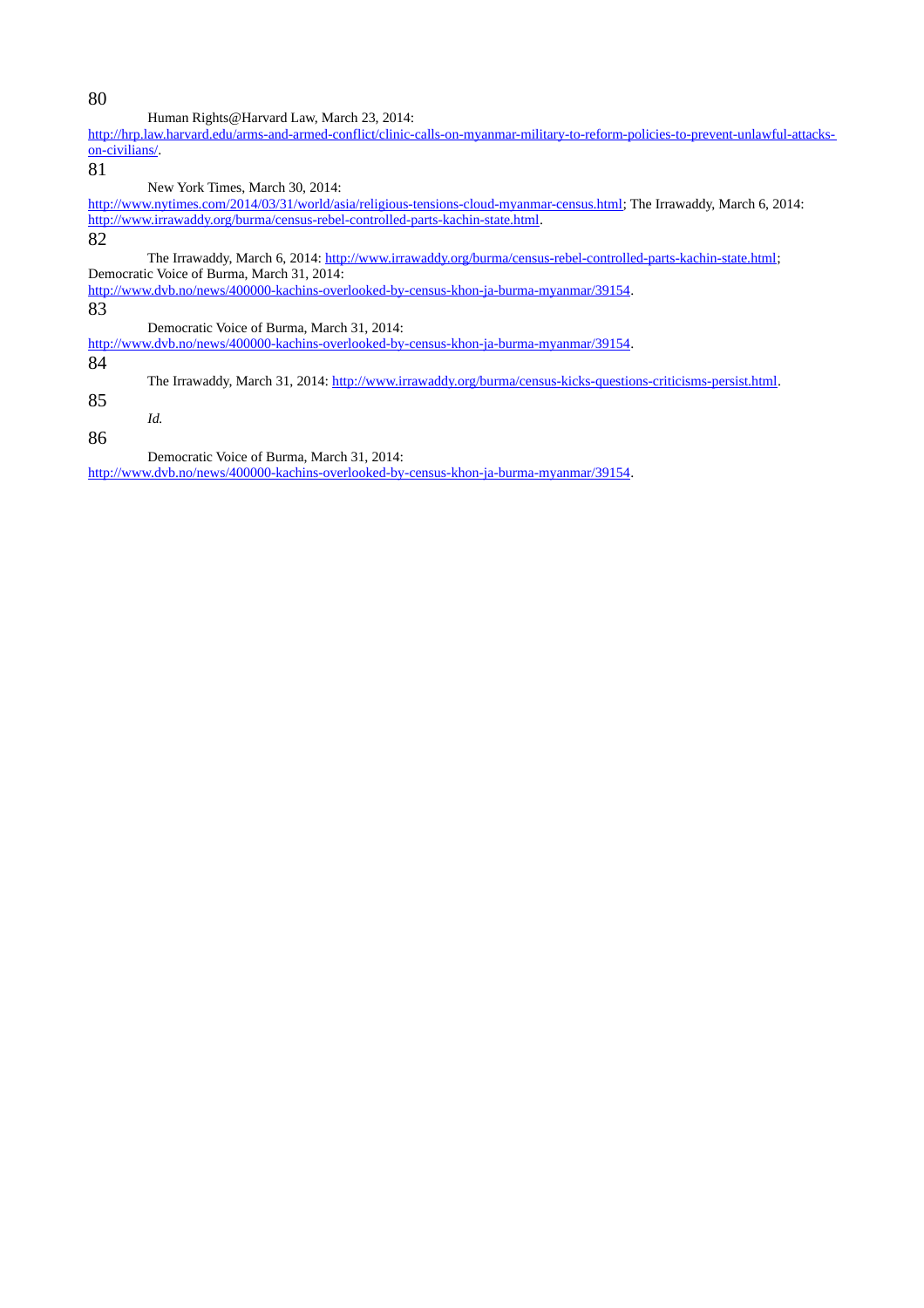80

Human Rights@Harvard Law, March 23, 2014: http://hrp.law.harvard.edu/arms-and-armed-conflict/clinic-calls-on-myanmar-military-to-reform-policies-to-prevent-unlawful-attacks-on-civilians/.

81

New York Times, March 30, 2014: http://www.nytimes.com/2014/03/31/world/asia/religious-tensions-cloud-myanmar-census.html; The Irrawaddy, March 6, 2014: http://www.irrawaddy.org/burma/census-rebel-controlled-parts-kachin-state.html.

82

The Irrawaddy, March 6, 2014: http://www.irrawaddy.org/burma/census-rebel-controlled-parts-kachin-state.html; Democratic Voice of Burma, March 31, 2014: http://www.dvb.no/news/400000-kachins-overlooked-by-census-khon-ja-burma-myanmar/39154.

83

Democratic Voice of Burma, March 31, 2014: http://www.dvb.no/news/400000-kachins-overlooked-by-census-khon-ja-burma-myanmar/39154.

84

The Irrawaddy, March 31, 2014: http://www.irrawaddy.org/burma/census-kicks-questions-criticisms-persist.html.

85

*Id.*

86

Democratic Voice of Burma, March 31, 2014: http://www.dvb.no/news/400000-kachins-overlooked-by-census-khon-ja-burma-myanmar/39154.